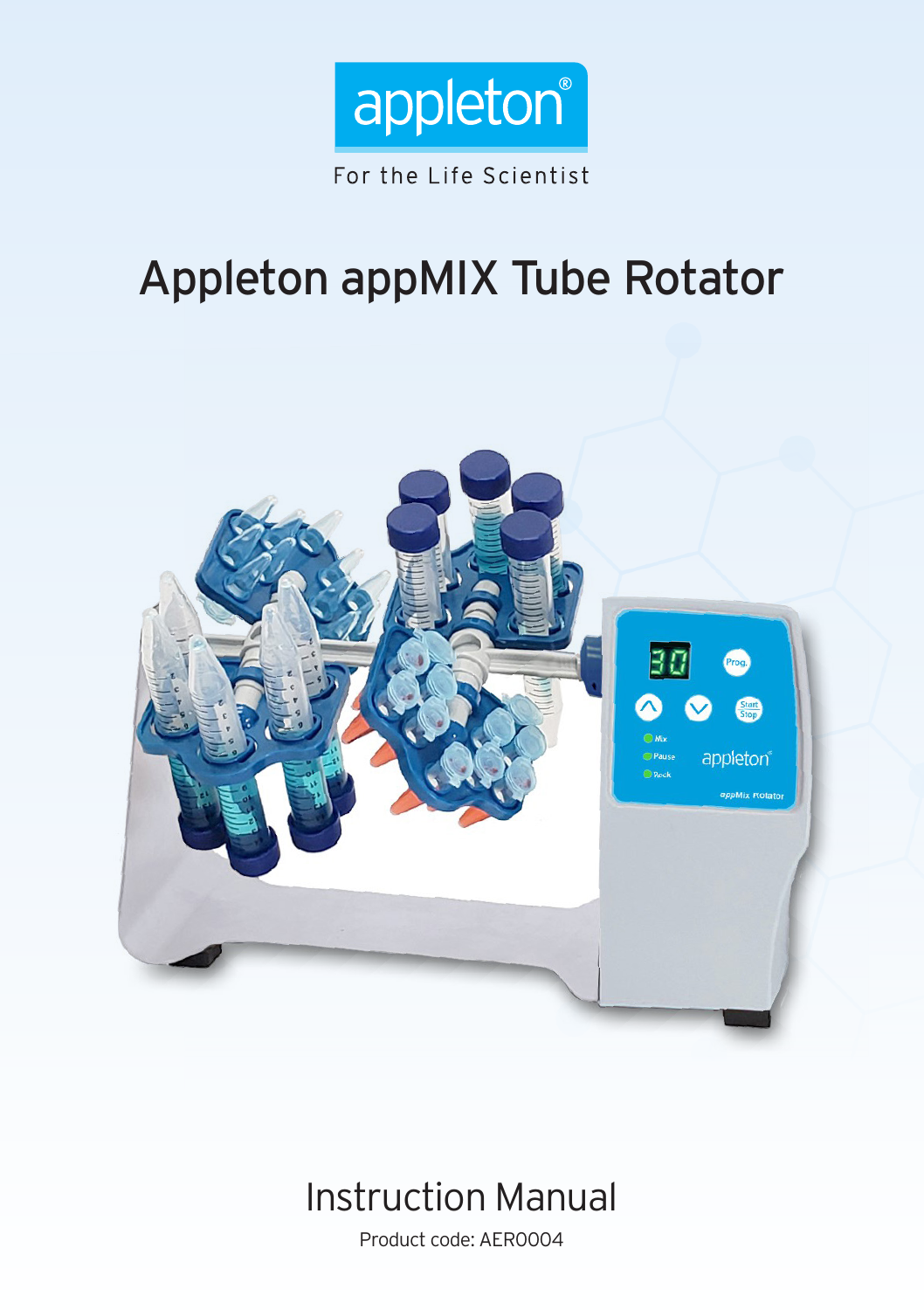appleton®

For the Life Scientist

# Appleton appMIX Tube Rotator

## Instruction Manual

Product code: AER0004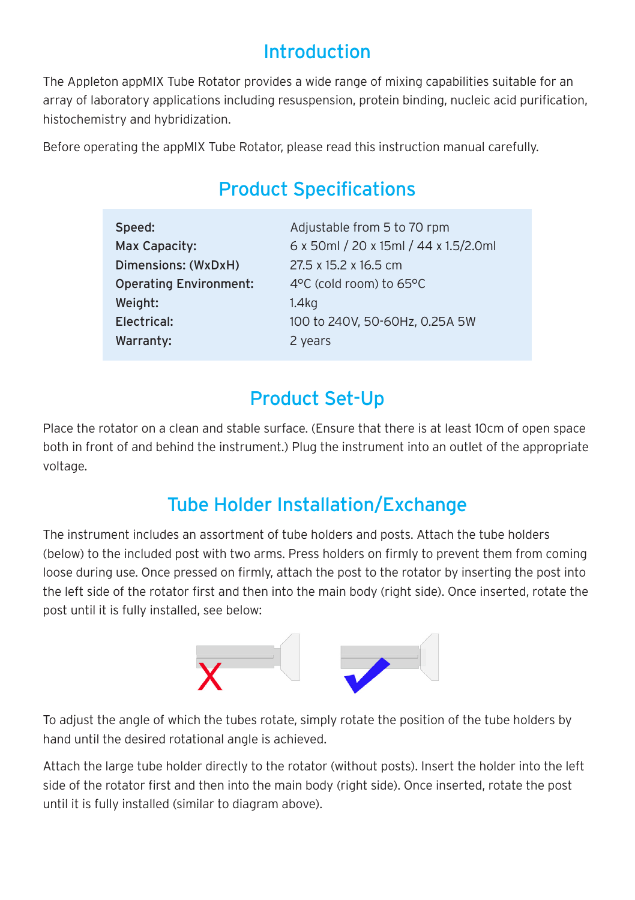## Introduction

The Appleton appMIX Tube Rotator provides a wide range of mixing capabilities suitable for an array of laboratory applications including resuspension, protein binding, nucleic acid purification, histochemistry and hybridization.

Before operating the appMIX Tube Rotator, please read this instruction manual carefully.

## Product Specifications

| | |
|---|---|
| **Speed:** | Adjustable from 5 to 70 rpm |
| **Max Capacity:** | 6 x 50ml / 20 x 15ml / 44 x 1.5/2.0ml |
| **Dimensions: (WxDxH)** | 27.5 x 15.2 x 16.5 cm |
| **Operating Environment:** | 4°C (cold room) to 65°C |
| **Weight:** | 1.4kg |
| **Electrical:** | 100 to 240V, 50-60Hz, 0.25A 5W |
| **Warranty:** | 2 years |

## Product Set-Up

Place the rotator on a clean and stable surface. (Ensure that there is at least 10cm of open space both in front of and behind the instrument.) Plug the instrument into an outlet of the appropriate voltage.

## Tube Holder Installation/Exchange

The instrument includes an assortment of tube holders and posts. Attach the tube holders (below) to the included post with two arms. Press holders on firmly to prevent them from coming loose during use. Once pressed on firmly, attach the post to the rotator by inserting the post into the left side of the rotator first and then into the main body (right side). Once inserted, rotate the post until it is fully installed, see below:

To adjust the angle of which the tubes rotate, simply rotate the position of the tube holders by hand until the desired rotational angle is achieved.

Attach the large tube holder directly to the rotator (without posts). Insert the holder into the left side of the rotator first and then into the main body (right side). Once inserted, rotate the post until it is fully installed (similar to diagram above).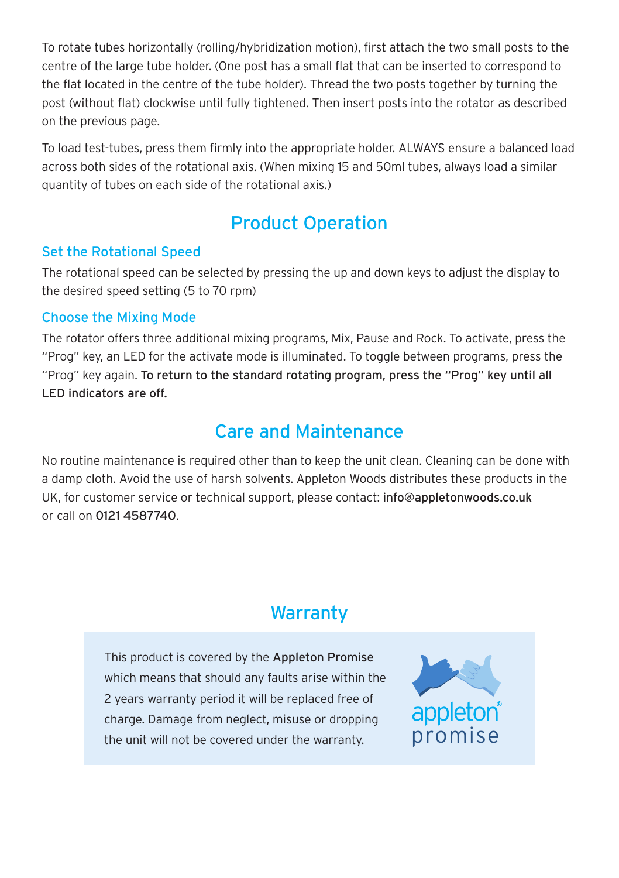To rotate tubes horizontally (rolling/hybridization motion), first attach the two small posts to the centre of the large tube holder. (One post has a small flat that can be inserted to correspond to the flat located in the centre of the tube holder). Thread the two posts together by turning the post (without flat) clockwise until fully tightened. Then insert posts into the rotator as described on the previous page.

To load test-tubes, press them firmly into the appropriate holder. ALWAYS ensure a balanced load across both sides of the rotational axis. (When mixing 15 and 50ml tubes, always load a similar quantity of tubes on each side of the rotational axis.)

## Product Operation

### Set the Rotational Speed

The rotational speed can be selected by pressing the up and down keys to adjust the display to the desired speed setting (5 to 70 rpm)

### Choose the Mixing Mode

The rotator offers three additional mixing programs, Mix, Pause and Rock. To activate, press the "Prog" key, an LED for the activate mode is illuminated. To toggle between programs, press the "Prog" key again. **To return to the standard rotating program, press the "Prog" key until all LED indicators are off.**

## Care and Maintenance

No routine maintenance is required other than to keep the unit clean. Cleaning can be done with a damp cloth. Avoid the use of harsh solvents. Appleton Woods distributes these products in the UK, for customer service or technical support, please contact: **info@appletonwoods.co.uk** or call on **0121 4587740**.

## Warranty

This product is covered by the **Appleton Promise** which means that should any faults arise within the 2 years warranty period it will be replaced free of charge. Damage from neglect, misuse or dropping the unit will not be covered under the warranty.

appleton® promise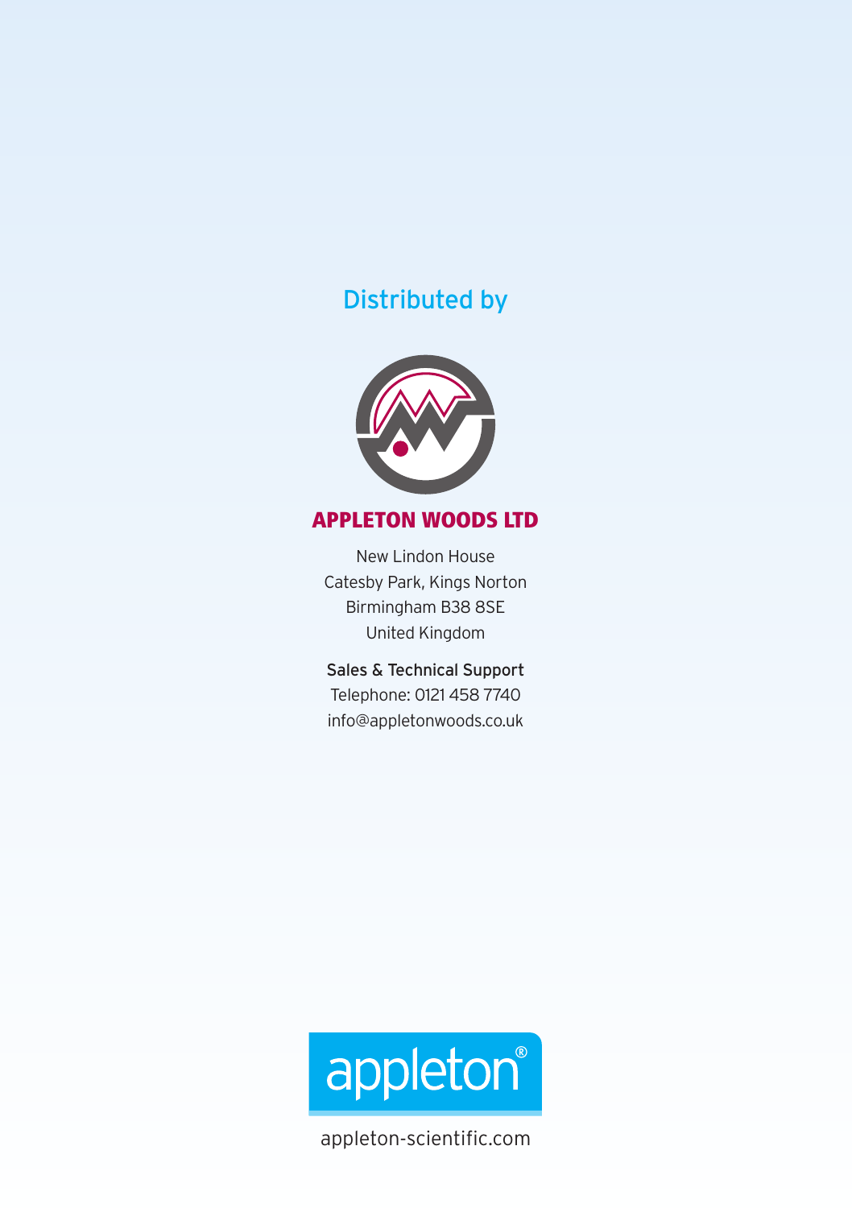Distributed by

**APPLETON WOODS LTD**

New Lindon House
Catesby Park, Kings Norton
Birmingham B38 8SE
United Kingdom

Sales & Technical Support
Telephone: 0121 458 7740
info@appletonwoods.co.uk

appleton®

appleton-scientific.com